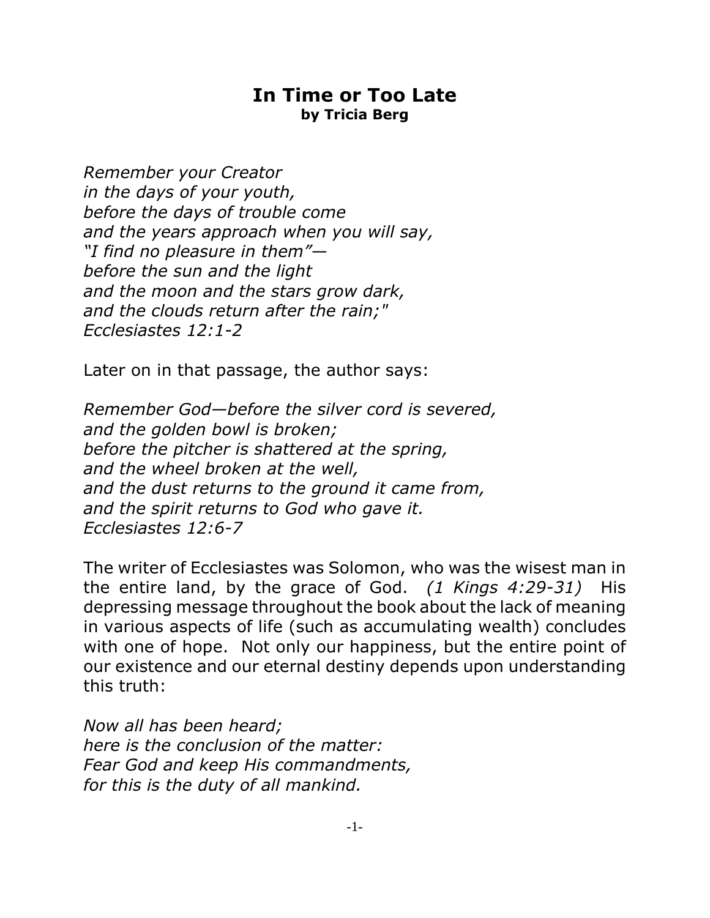# In Time or Too Late

**by Tricia Berg**

*Remember your Creator*
*in the days of your youth,*
*before the days of trouble come*
*and the years approach when you will say,*
*"I find no pleasure in them"—*
*before the sun and the light*
*and the moon and the stars grow dark,*
*and the clouds return after the rain;"*
*Ecclesiastes 12:1-2*

Later on in that passage, the author says:

*Remember God—before the silver cord is severed,*
*and the golden bowl is broken;*
*before the pitcher is shattered at the spring,*
*and the wheel broken at the well,*
*and the dust returns to the ground it came from,*
*and the spirit returns to God who gave it.*
*Ecclesiastes 12:6-7*

The writer of Ecclesiastes was Solomon, who was the wisest man in the entire land, by the grace of God. *(1 Kings 4:29-31)* His depressing message throughout the book about the lack of meaning in various aspects of life (such as accumulating wealth) concludes with one of hope. Not only our happiness, but the entire point of our existence and our eternal destiny depends upon understanding this truth:

*Now all has been heard;*
*here is the conclusion of the matter:*
*Fear God and keep His commandments,*
*for this is the duty of all mankind.*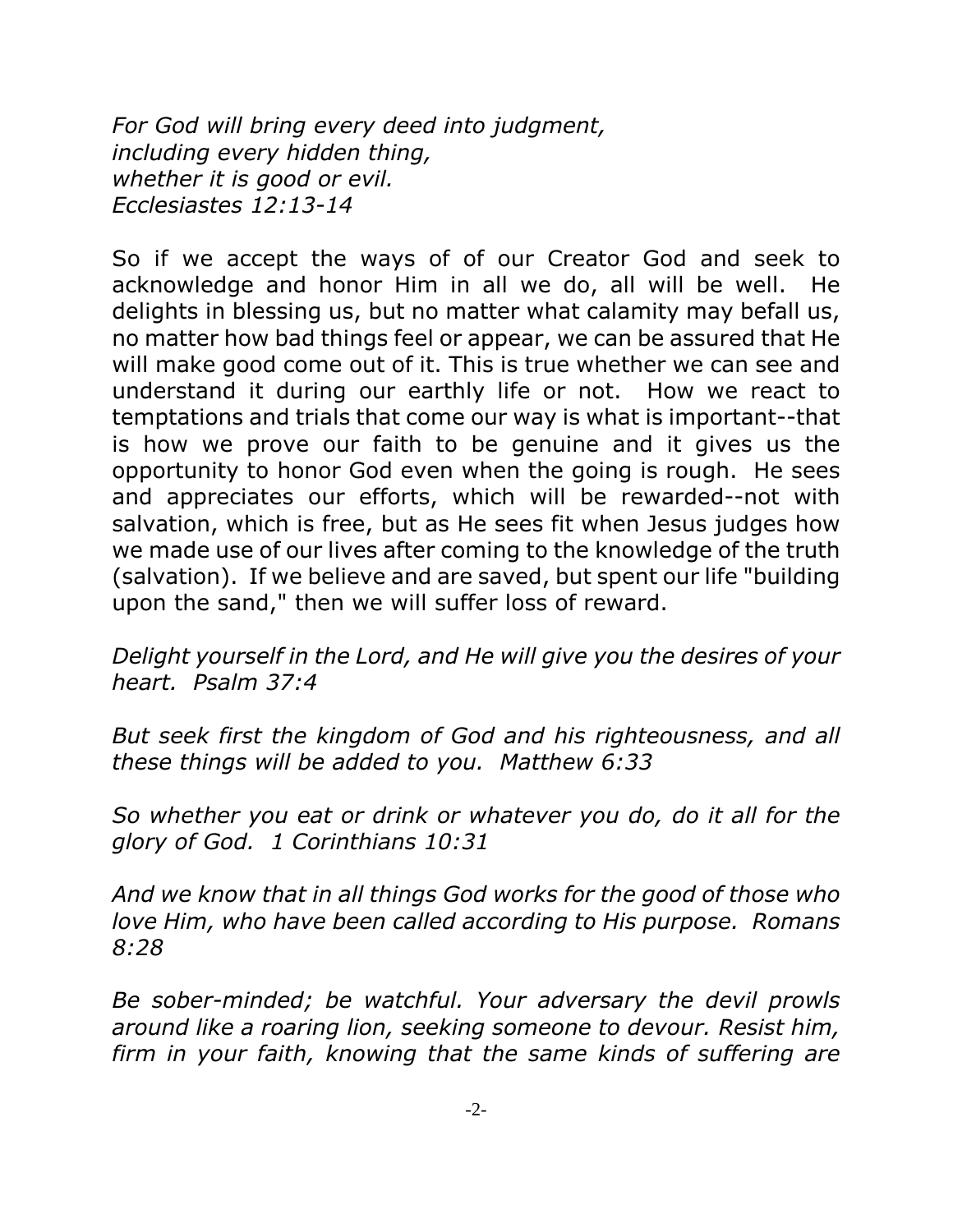*For God will bring every deed into judgment,*
*including every hidden thing,*
*whether it is good or evil.*
*Ecclesiastes 12:13-14*

So if we accept the ways of of our Creator God and seek to acknowledge and honor Him in all we do, all will be well. He delights in blessing us, but no matter what calamity may befall us, no matter how bad things feel or appear, we can be assured that He will make good come out of it. This is true whether we can see and understand it during our earthly life or not. How we react to temptations and trials that come our way is what is important--that is how we prove our faith to be genuine and it gives us the opportunity to honor God even when the going is rough. He sees and appreciates our efforts, which will be rewarded--not with salvation, which is free, but as He sees fit when Jesus judges how we made use of our lives after coming to the knowledge of the truth (salvation). If we believe and are saved, but spent our life "building upon the sand," then we will suffer loss of reward.

*Delight yourself in the Lord, and He will give you the desires of your heart. Psalm 37:4*

*But seek first the kingdom of God and his righteousness, and all these things will be added to you. Matthew 6:33*

*So whether you eat or drink or whatever you do, do it all for the glory of God. 1 Corinthians 10:31*

*And we know that in all things God works for the good of those who love Him, who have been called according to His purpose. Romans 8:28*

*Be sober-minded; be watchful. Your adversary the devil prowls around like a roaring lion, seeking someone to devour. Resist him, firm in your faith, knowing that the same kinds of suffering are*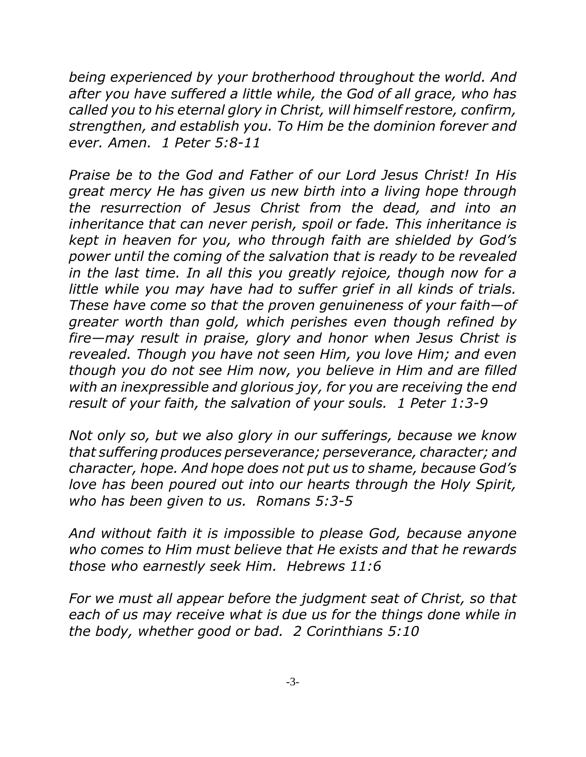*being experienced by your brotherhood throughout the world. And after you have suffered a little while, the God of all grace, who has called you to his eternal glory in Christ, will himself restore, confirm, strengthen, and establish you. To Him be the dominion forever and ever. Amen. 1 Peter 5:8-11*

*Praise be to the God and Father of our Lord Jesus Christ! In His great mercy He has given us new birth into a living hope through the resurrection of Jesus Christ from the dead, and into an inheritance that can never perish, spoil or fade. This inheritance is kept in heaven for you, who through faith are shielded by God's power until the coming of the salvation that is ready to be revealed in the last time. In all this you greatly rejoice, though now for a little while you may have had to suffer grief in all kinds of trials. These have come so that the proven genuineness of your faith—of greater worth than gold, which perishes even though refined by fire—may result in praise, glory and honor when Jesus Christ is revealed. Though you have not seen Him, you love Him; and even though you do not see Him now, you believe in Him and are filled with an inexpressible and glorious joy, for you are receiving the end result of your faith, the salvation of your souls. 1 Peter 1:3-9*

*Not only so, but we also glory in our sufferings, because we know that suffering produces perseverance; perseverance, character; and character, hope. And hope does not put us to shame, because God's love has been poured out into our hearts through the Holy Spirit, who has been given to us. Romans 5:3-5*

*And without faith it is impossible to please God, because anyone who comes to Him must believe that He exists and that he rewards those who earnestly seek Him. Hebrews 11:6*

*For we must all appear before the judgment seat of Christ, so that each of us may receive what is due us for the things done while in the body, whether good or bad. 2 Corinthians 5:10*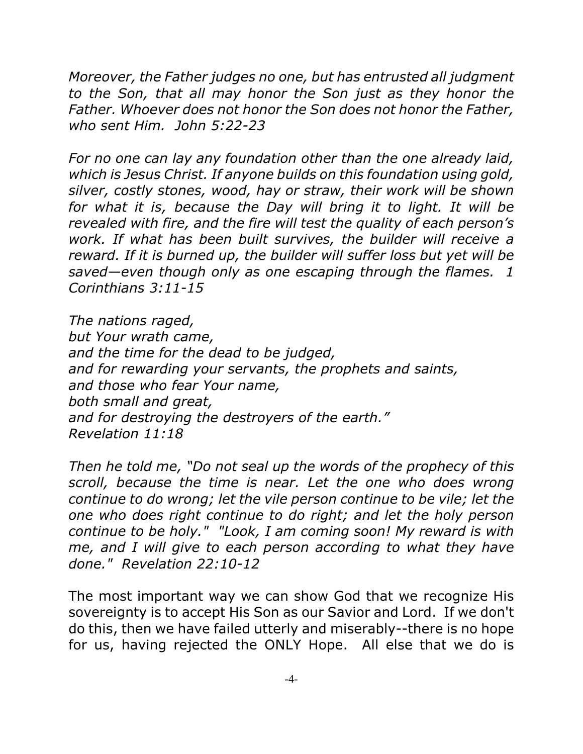*Moreover, the Father judges no one, but has entrusted all judgment to the Son, that all may honor the Son just as they honor the Father. Whoever does not honor the Son does not honor the Father, who sent Him. John 5:22-23*

*For no one can lay any foundation other than the one already laid, which is Jesus Christ. If anyone builds on this foundation using gold, silver, costly stones, wood, hay or straw, their work will be shown for what it is, because the Day will bring it to light. It will be revealed with fire, and the fire will test the quality of each person's work. If what has been built survives, the builder will receive a reward. If it is burned up, the builder will suffer loss but yet will be saved—even though only as one escaping through the flames. 1 Corinthians 3:11-15*

*The nations raged,*
*but Your wrath came,*
*and the time for the dead to be judged,*
*and for rewarding your servants, the prophets and saints,*
*and those who fear Your name,*
*both small and great,*
*and for destroying the destroyers of the earth."*
*Revelation 11:18*

*Then he told me, "Do not seal up the words of the prophecy of this scroll, because the time is near. Let the one who does wrong continue to do wrong; let the vile person continue to be vile; let the one who does right continue to do right; and let the holy person continue to be holy." "Look, I am coming soon! My reward is with me, and I will give to each person according to what they have done." Revelation 22:10-12*

The most important way we can show God that we recognize His sovereignty is to accept His Son as our Savior and Lord. If we don't do this, then we have failed utterly and miserably--there is no hope for us, having rejected the ONLY Hope. All else that we do is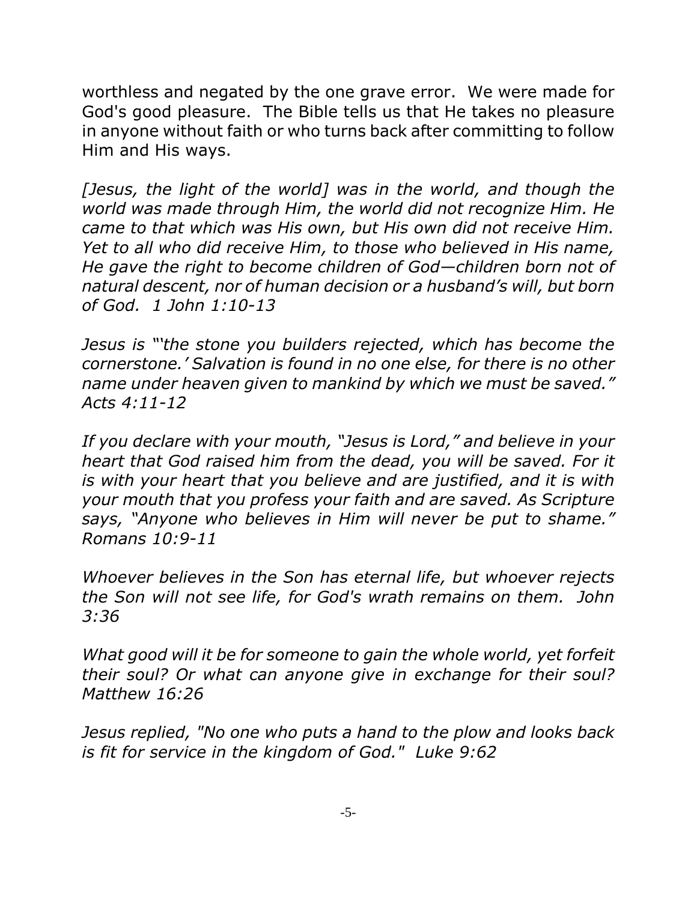worthless and negated by the one grave error. We were made for God's good pleasure. The Bible tells us that He takes no pleasure in anyone without faith or who turns back after committing to follow Him and His ways.

*[Jesus, the light of the world] was in the world, and though the world was made through Him, the world did not recognize Him. He came to that which was His own, but His own did not receive Him. Yet to all who did receive Him, to those who believed in His name, He gave the right to become children of God—children born not of natural descent, nor of human decision or a husband's will, but born of God. 1 John 1:10-13*

*Jesus is "'the stone you builders rejected, which has become the cornerstone.' Salvation is found in no one else, for there is no other name under heaven given to mankind by which we must be saved." Acts 4:11-12*

*If you declare with your mouth, "Jesus is Lord," and believe in your heart that God raised him from the dead, you will be saved. For it is with your heart that you believe and are justified, and it is with your mouth that you profess your faith and are saved. As Scripture says, "Anyone who believes in Him will never be put to shame." Romans 10:9-11*

*Whoever believes in the Son has eternal life, but whoever rejects the Son will not see life, for God's wrath remains on them. John 3:36*

*What good will it be for someone to gain the whole world, yet forfeit their soul? Or what can anyone give in exchange for their soul? Matthew 16:26*

*Jesus replied, "No one who puts a hand to the plow and looks back is fit for service in the kingdom of God." Luke 9:62*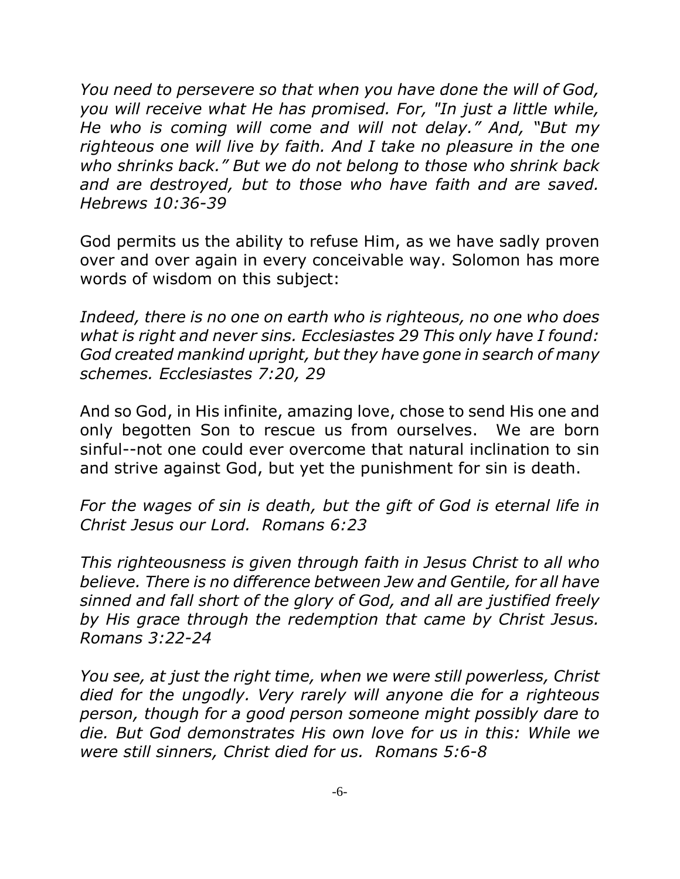*You need to persevere so that when you have done the will of God, you will receive what He has promised. For, "In just a little while, He who is coming will come and will not delay." And, "But my righteous one will live by faith. And I take no pleasure in the one who shrinks back." But we do not belong to those who shrink back and are destroyed, but to those who have faith and are saved. Hebrews 10:36-39*

God permits us the ability to refuse Him, as we have sadly proven over and over again in every conceivable way. Solomon has more words of wisdom on this subject:

*Indeed, there is no one on earth who is righteous, no one who does what is right and never sins. Ecclesiastes 29 This only have I found: God created mankind upright, but they have gone in search of many schemes. Ecclesiastes 7:20, 29*

And so God, in His infinite, amazing love, chose to send His one and only begotten Son to rescue us from ourselves. We are born sinful--not one could ever overcome that natural inclination to sin and strive against God, but yet the punishment for sin is death.

*For the wages of sin is death, but the gift of God is eternal life in Christ Jesus our Lord. Romans 6:23*

*This righteousness is given through faith in Jesus Christ to all who believe. There is no difference between Jew and Gentile, for all have sinned and fall short of the glory of God, and all are justified freely by His grace through the redemption that came by Christ Jesus. Romans 3:22-24*

*You see, at just the right time, when we were still powerless, Christ died for the ungodly. Very rarely will anyone die for a righteous person, though for a good person someone might possibly dare to die. But God demonstrates His own love for us in this: While we were still sinners, Christ died for us. Romans 5:6-8*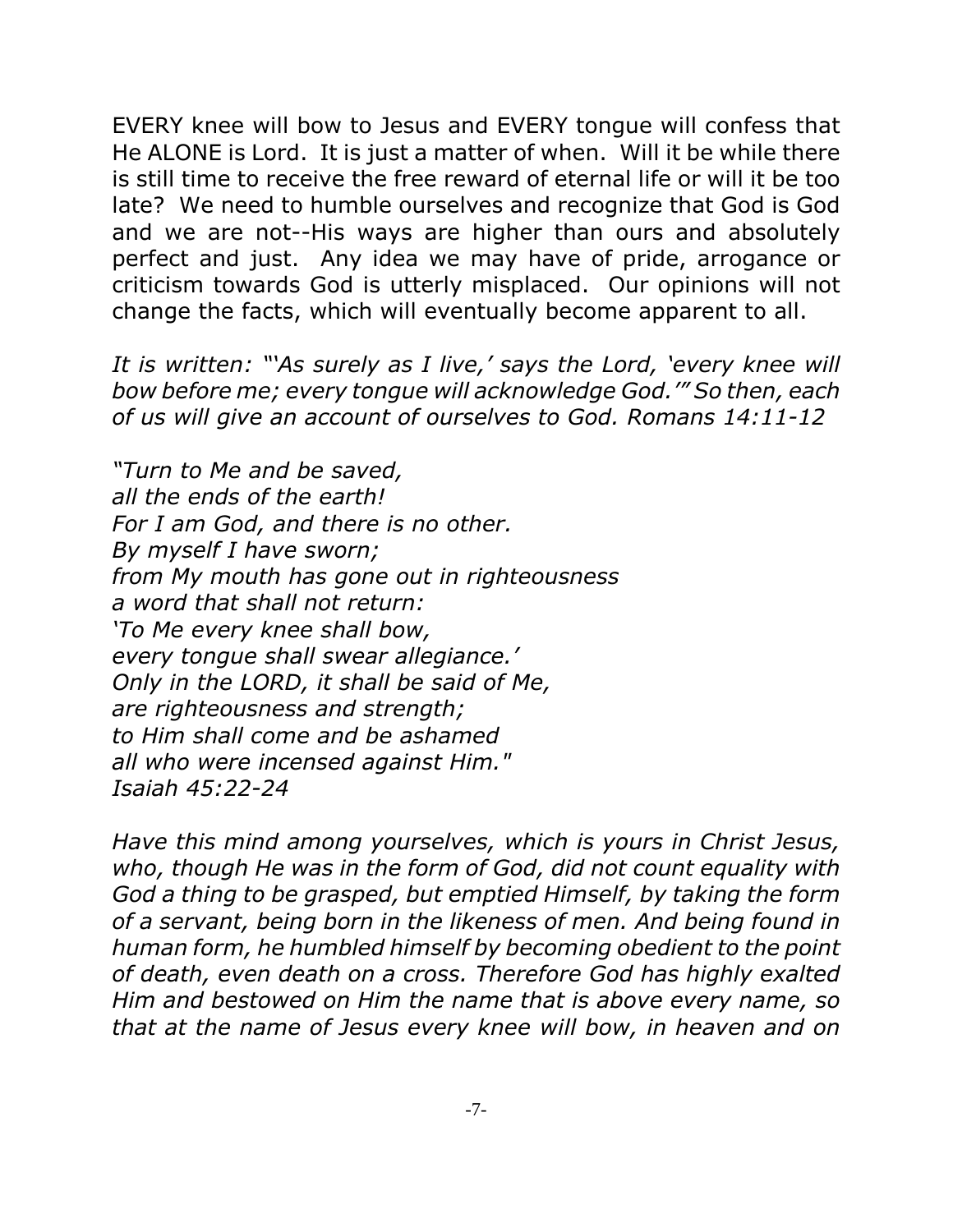EVERY knee will bow to Jesus and EVERY tongue will confess that He ALONE is Lord. It is just a matter of when. Will it be while there is still time to receive the free reward of eternal life or will it be too late? We need to humble ourselves and recognize that God is God and we are not--His ways are higher than ours and absolutely perfect and just. Any idea we may have of pride, arrogance or criticism towards God is utterly misplaced. Our opinions will not change the facts, which will eventually become apparent to all.

*It is written: "'As surely as I live,' says the Lord, 'every knee will bow before me; every tongue will acknowledge God.'" So then, each of us will give an account of ourselves to God. Romans 14:11-12*

*"Turn to Me and be saved,*
*all the ends of the earth!*
*For I am God, and there is no other.*
*By myself I have sworn;*
*from My mouth has gone out in righteousness*
*a word that shall not return:*
*'To Me every knee shall bow,*
*every tongue shall swear allegiance.'*
*Only in the LORD, it shall be said of Me,*
*are righteousness and strength;*
*to Him shall come and be ashamed*
*all who were incensed against Him."*
*Isaiah 45:22-24*

*Have this mind among yourselves, which is yours in Christ Jesus, who, though He was in the form of God, did not count equality with God a thing to be grasped, but emptied Himself, by taking the form of a servant, being born in the likeness of men. And being found in human form, he humbled himself by becoming obedient to the point of death, even death on a cross. Therefore God has highly exalted Him and bestowed on Him the name that is above every name, so that at the name of Jesus every knee will bow, in heaven and on*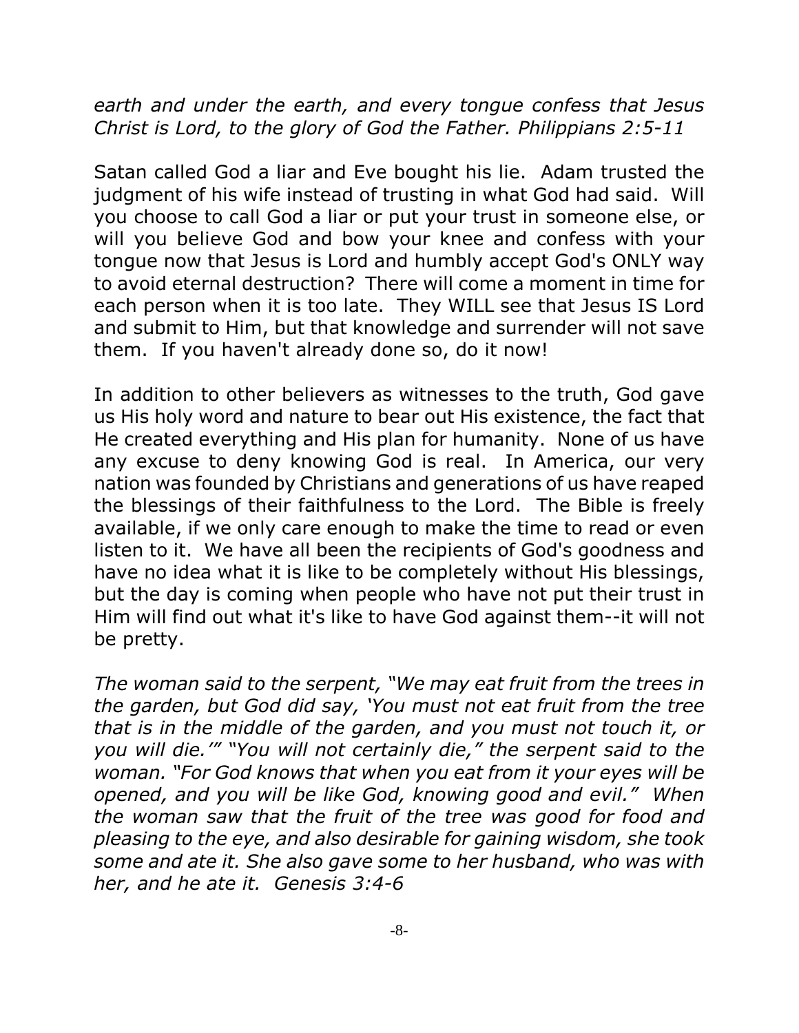*earth and under the earth, and every tongue confess that Jesus Christ is Lord, to the glory of God the Father. Philippians 2:5-11*

Satan called God a liar and Eve bought his lie. Adam trusted the judgment of his wife instead of trusting in what God had said. Will you choose to call God a liar or put your trust in someone else, or will you believe God and bow your knee and confess with your tongue now that Jesus is Lord and humbly accept God's ONLY way to avoid eternal destruction? There will come a moment in time for each person when it is too late. They WILL see that Jesus IS Lord and submit to Him, but that knowledge and surrender will not save them. If you haven't already done so, do it now!

In addition to other believers as witnesses to the truth, God gave us His holy word and nature to bear out His existence, the fact that He created everything and His plan for humanity. None of us have any excuse to deny knowing God is real. In America, our very nation was founded by Christians and generations of us have reaped the blessings of their faithfulness to the Lord. The Bible is freely available, if we only care enough to make the time to read or even listen to it. We have all been the recipients of God's goodness and have no idea what it is like to be completely without His blessings, but the day is coming when people who have not put their trust in Him will find out what it's like to have God against them--it will not be pretty.

*The woman said to the serpent, "We may eat fruit from the trees in the garden, but God did say, 'You must not eat fruit from the tree that is in the middle of the garden, and you must not touch it, or you will die.'" "You will not certainly die," the serpent said to the woman. "For God knows that when you eat from it your eyes will be opened, and you will be like God, knowing good and evil." When the woman saw that the fruit of the tree was good for food and pleasing to the eye, and also desirable for gaining wisdom, she took some and ate it. She also gave some to her husband, who was with her, and he ate it. Genesis 3:4-6*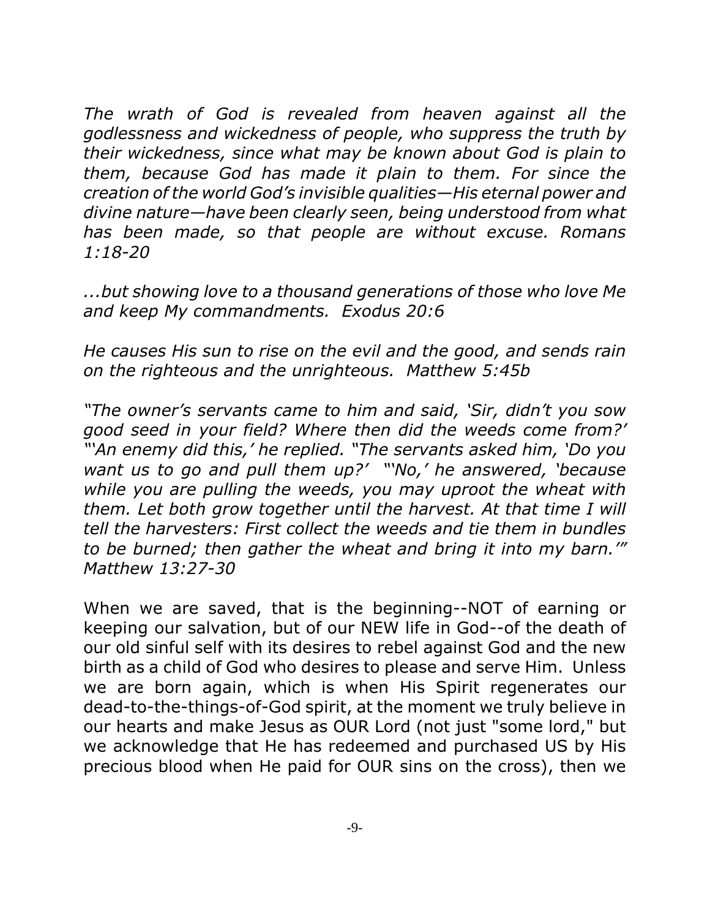*The wrath of God is revealed from heaven against all the godlessness and wickedness of people, who suppress the truth by their wickedness, since what may be known about God is plain to them, because God has made it plain to them. For since the creation of the world God's invisible qualities—His eternal power and divine nature—have been clearly seen, being understood from what has been made, so that people are without excuse. Romans 1:18-20*

*...but showing love to a thousand generations of those who love Me and keep My commandments. Exodus 20:6*

*He causes His sun to rise on the evil and the good, and sends rain on the righteous and the unrighteous. Matthew 5:45b*

*"The owner's servants came to him and said, 'Sir, didn't you sow good seed in your field? Where then did the weeds come from?' "'An enemy did this,' he replied. "The servants asked him, 'Do you want us to go and pull them up?' "'No,' he answered, 'because while you are pulling the weeds, you may uproot the wheat with them. Let both grow together until the harvest. At that time I will tell the harvesters: First collect the weeds and tie them in bundles to be burned; then gather the wheat and bring it into my barn.'" Matthew 13:27-30*

When we are saved, that is the beginning--NOT of earning or keeping our salvation, but of our NEW life in God--of the death of our old sinful self with its desires to rebel against God and the new birth as a child of God who desires to please and serve Him. Unless we are born again, which is when His Spirit regenerates our dead-to-the-things-of-God spirit, at the moment we truly believe in our hearts and make Jesus as OUR Lord (not just "some lord," but we acknowledge that He has redeemed and purchased US by His precious blood when He paid for OUR sins on the cross), then we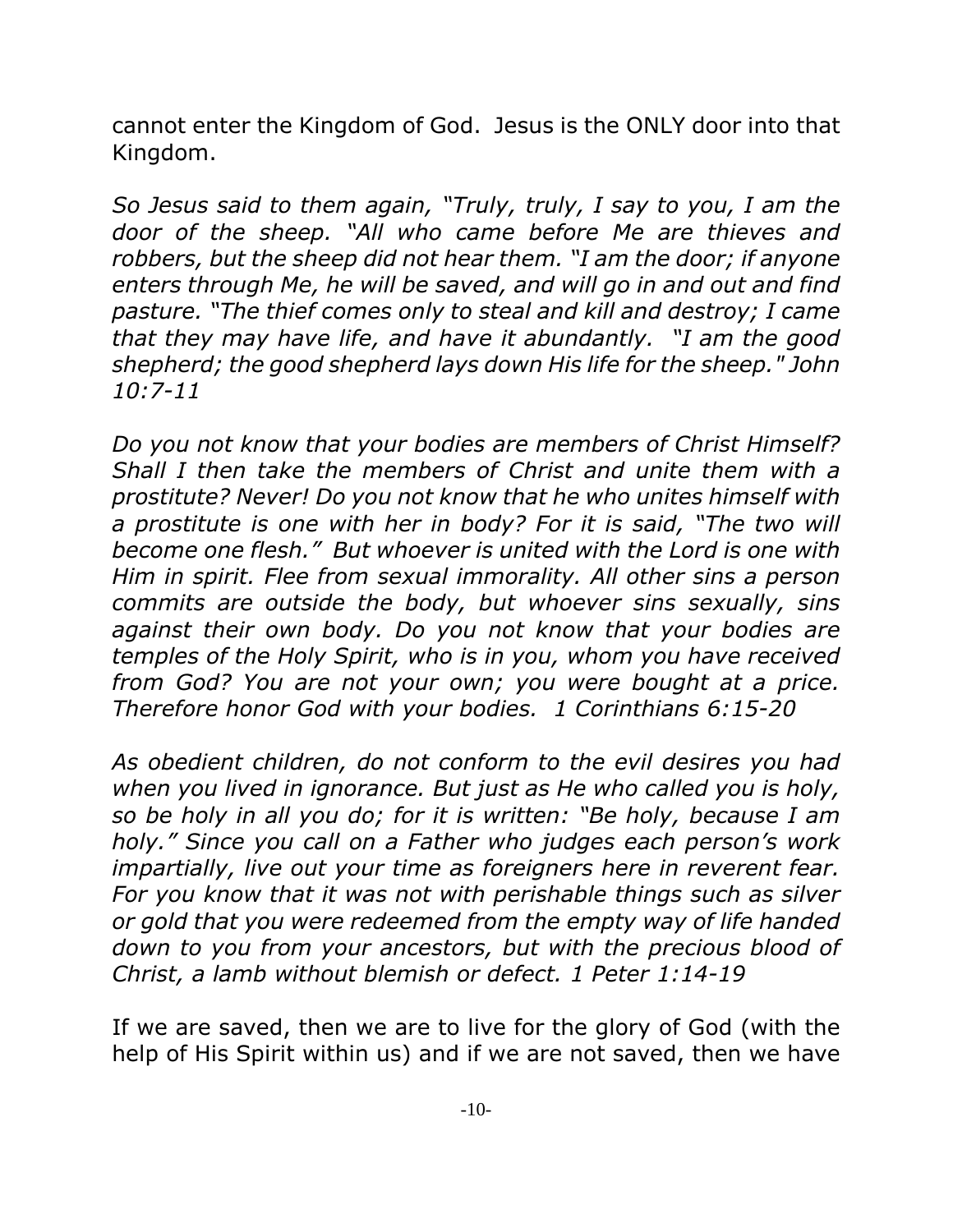cannot enter the Kingdom of God. Jesus is the ONLY door into that Kingdom.

*So Jesus said to them again, "Truly, truly, I say to you, I am the door of the sheep. "All who came before Me are thieves and robbers, but the sheep did not hear them. "I am the door; if anyone enters through Me, he will be saved, and will go in and out and find pasture. "The thief comes only to steal and kill and destroy; I came that they may have life, and have it abundantly. "I am the good shepherd; the good shepherd lays down His life for the sheep." John 10:7-11*

*Do you not know that your bodies are members of Christ Himself? Shall I then take the members of Christ and unite them with a prostitute? Never! Do you not know that he who unites himself with a prostitute is one with her in body? For it is said, "The two will become one flesh." But whoever is united with the Lord is one with Him in spirit. Flee from sexual immorality. All other sins a person commits are outside the body, but whoever sins sexually, sins against their own body. Do you not know that your bodies are temples of the Holy Spirit, who is in you, whom you have received from God? You are not your own; you were bought at a price. Therefore honor God with your bodies. 1 Corinthians 6:15-20*

*As obedient children, do not conform to the evil desires you had when you lived in ignorance. But just as He who called you is holy, so be holy in all you do; for it is written: "Be holy, because I am holy." Since you call on a Father who judges each person's work impartially, live out your time as foreigners here in reverent fear. For you know that it was not with perishable things such as silver or gold that you were redeemed from the empty way of life handed down to you from your ancestors, but with the precious blood of Christ, a lamb without blemish or defect. 1 Peter 1:14-19*

If we are saved, then we are to live for the glory of God (with the help of His Spirit within us) and if we are not saved, then we have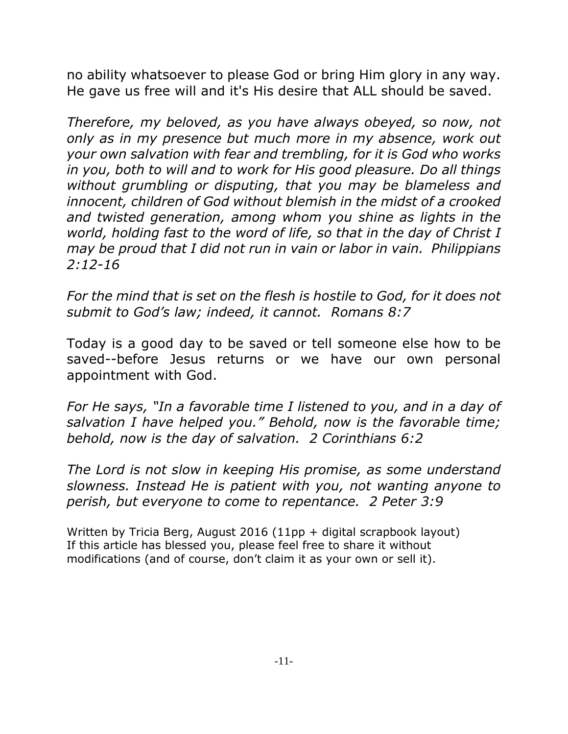no ability whatsoever to please God or bring Him glory in any way. He gave us free will and it's His desire that ALL should be saved.

*Therefore, my beloved, as you have always obeyed, so now, not only as in my presence but much more in my absence, work out your own salvation with fear and trembling, for it is God who works in you, both to will and to work for His good pleasure. Do all things without grumbling or disputing, that you may be blameless and innocent, children of God without blemish in the midst of a crooked and twisted generation, among whom you shine as lights in the world, holding fast to the word of life, so that in the day of Christ I may be proud that I did not run in vain or labor in vain. Philippians 2:12-16*

*For the mind that is set on the flesh is hostile to God, for it does not submit to God's law; indeed, it cannot. Romans 8:7*

Today is a good day to be saved or tell someone else how to be saved--before Jesus returns or we have our own personal appointment with God.

*For He says, "In a favorable time I listened to you, and in a day of salvation I have helped you." Behold, now is the favorable time; behold, now is the day of salvation. 2 Corinthians 6:2*

*The Lord is not slow in keeping His promise, as some understand slowness. Instead He is patient with you, not wanting anyone to perish, but everyone to come to repentance. 2 Peter 3:9*

Written by Tricia Berg, August 2016 (11pp + digital scrapbook layout)
If this article has blessed you, please feel free to share it without modifications (and of course, don't claim it as your own or sell it).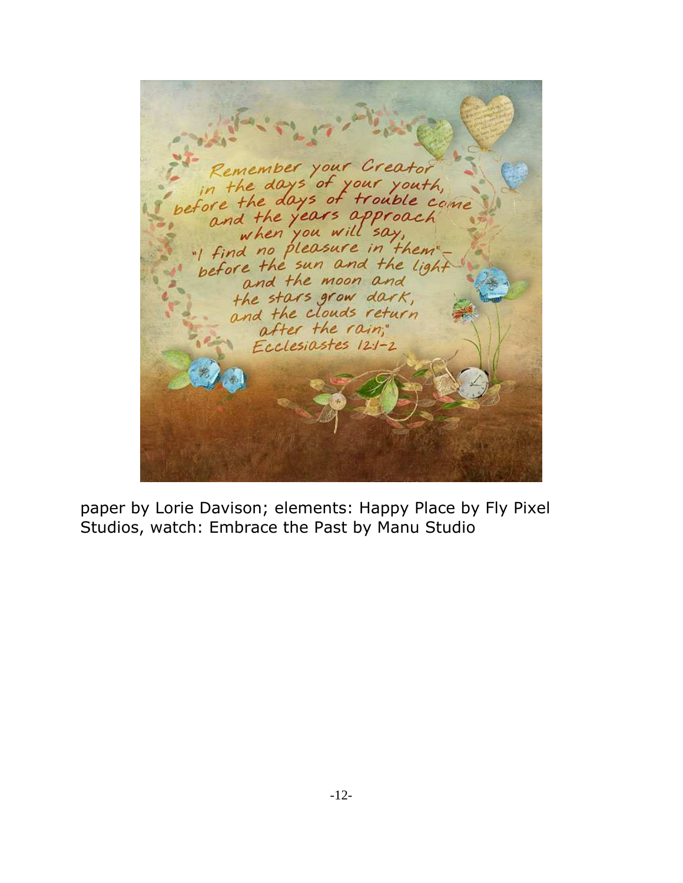Remember your Creator
in the days of your youth,
before the days of trouble come
and the years approach
when you will say,
"I find no pleasure in them"—
before the sun and the light
and the moon and
the stars grow dark,
and the clouds return
after the rain;"
Ecclesiastes 12:1-2

paper by Lorie Davison; elements: Happy Place by Fly Pixel Studios, watch: Embrace the Past by Manu Studio